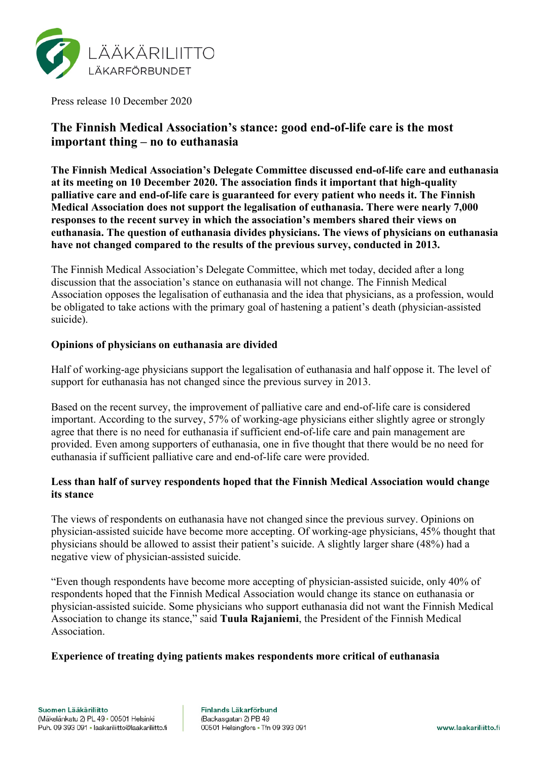LÄÄKÄRILIITTO
LÄKARFÖRBUNDET

Press release 10 December 2020

# The Finnish Medical Association's stance: good end-of-life care is the most important thing – no to euthanasia

**The Finnish Medical Association's Delegate Committee discussed end-of-life care and euthanasia at its meeting on 10 December 2020. The association finds it important that high-quality palliative care and end-of-life care is guaranteed for every patient who needs it. The Finnish Medical Association does not support the legalisation of euthanasia. There were nearly 7,000 responses to the recent survey in which the association's members shared their views on euthanasia. The question of euthanasia divides physicians. The views of physicians on euthanasia have not changed compared to the results of the previous survey, conducted in 2013.**

The Finnish Medical Association's Delegate Committee, which met today, decided after a long discussion that the association's stance on euthanasia will not change. The Finnish Medical Association opposes the legalisation of euthanasia and the idea that physicians, as a profession, would be obligated to take actions with the primary goal of hastening a patient's death (physician-assisted suicide).

## Opinions of physicians on euthanasia are divided

Half of working-age physicians support the legalisation of euthanasia and half oppose it. The level of support for euthanasia has not changed since the previous survey in 2013.

Based on the recent survey, the improvement of palliative care and end-of-life care is considered important. According to the survey, 57% of working-age physicians either slightly agree or strongly agree that there is no need for euthanasia if sufficient end-of-life care and pain management are provided. Even among supporters of euthanasia, one in five thought that there would be no need for euthanasia if sufficient palliative care and end-of-life care were provided.

## Less than half of survey respondents hoped that the Finnish Medical Association would change its stance

The views of respondents on euthanasia have not changed since the previous survey. Opinions on physician-assisted suicide have become more accepting. Of working-age physicians, 45% thought that physicians should be allowed to assist their patient's suicide. A slightly larger share (48%) had a negative view of physician-assisted suicide.

"Even though respondents have become more accepting of physician-assisted suicide, only 40% of respondents hoped that the Finnish Medical Association would change its stance on euthanasia or physician-assisted suicide. Some physicians who support euthanasia did not want the Finnish Medical Association to change its stance," said **Tuula Rajaniemi**, the President of the Finnish Medical Association.

## Experience of treating dying patients makes respondents more critical of euthanasia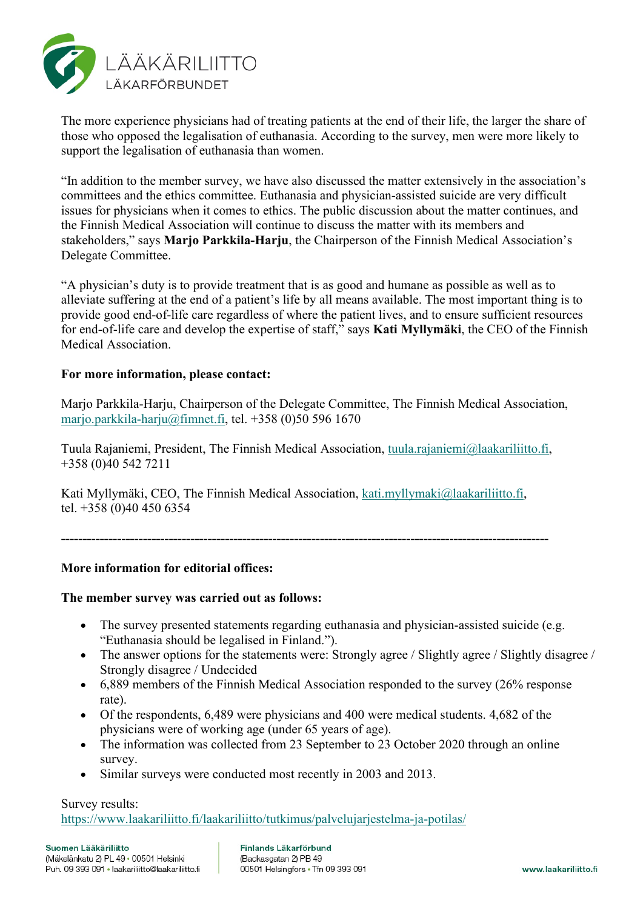The more experience physicians had of treating patients at the end of their life, the larger the share of those who opposed the legalisation of euthanasia. According to the survey, men were more likely to support the legalisation of euthanasia than women.

"In addition to the member survey, we have also discussed the matter extensively in the association's committees and the ethics committee. Euthanasia and physician-assisted suicide are very difficult issues for physicians when it comes to ethics. The public discussion about the matter continues, and the Finnish Medical Association will continue to discuss the matter with its members and stakeholders," says **Marjo Parkkila-Harju**, the Chairperson of the Finnish Medical Association's Delegate Committee.

"A physician's duty is to provide treatment that is as good and humane as possible as well as to alleviate suffering at the end of a patient's life by all means available. The most important thing is to provide good end-of-life care regardless of where the patient lives, and to ensure sufficient resources for end-of-life care and develop the expertise of staff," says **Kati Myllymäki**, the CEO of the Finnish Medical Association.

**For more information, please contact:**

Marjo Parkkila-Harju, Chairperson of the Delegate Committee, The Finnish Medical Association, marjo.parkkila-harju@fimnet.fi, tel. +358 (0)50 596 1670

Tuula Rajaniemi, President, The Finnish Medical Association, tuula.rajaniemi@laakariliitto.fi, +358 (0)40 542 7211

Kati Myllymäki, CEO, The Finnish Medical Association, kati.myllymaki@laakariliitto.fi, tel. +358 (0)40 450 6354

---

**More information for editorial offices:**

**The member survey was carried out as follows:**

- The survey presented statements regarding euthanasia and physician-assisted suicide (e.g. "Euthanasia should be legalised in Finland.").
- The answer options for the statements were: Strongly agree / Slightly agree / Slightly disagree / Strongly disagree / Undecided
- 6,889 members of the Finnish Medical Association responded to the survey (26% response rate).
- Of the respondents, 6,489 were physicians and 400 were medical students. 4,682 of the physicians were of working age (under 65 years of age).
- The information was collected from 23 September to 23 October 2020 through an online survey.
- Similar surveys were conducted most recently in 2003 and 2013.

Survey results:
https://www.laakariliitto.fi/laakariliitto/tutkimus/palvelujarjestelma-ja-potilas/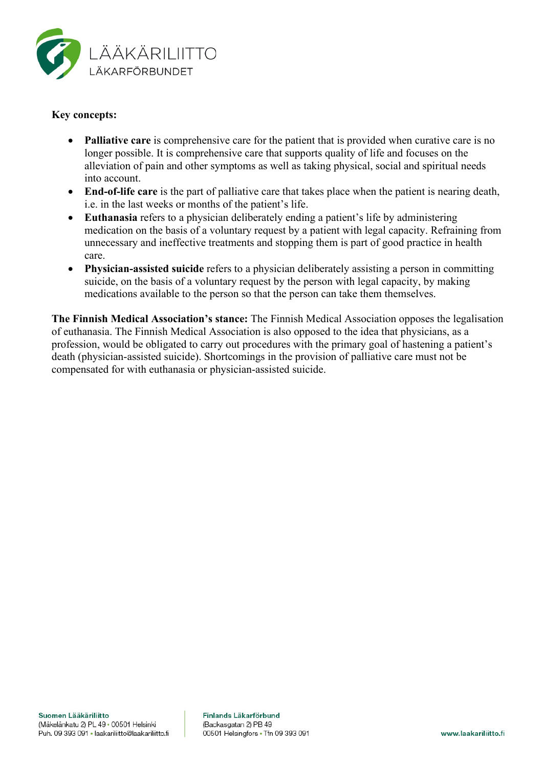**Key concepts:**

- **Palliative care** is comprehensive care for the patient that is provided when curative care is no longer possible. It is comprehensive care that supports quality of life and focuses on the alleviation of pain and other symptoms as well as taking physical, social and spiritual needs into account.
- **End-of-life care** is the part of palliative care that takes place when the patient is nearing death, i.e. in the last weeks or months of the patient's life.
- **Euthanasia** refers to a physician deliberately ending a patient's life by administering medication on the basis of a voluntary request by a patient with legal capacity. Refraining from unnecessary and ineffective treatments and stopping them is part of good practice in health care.
- **Physician-assisted suicide** refers to a physician deliberately assisting a person in committing suicide, on the basis of a voluntary request by the person with legal capacity, by making medications available to the person so that the person can take them themselves.

**The Finnish Medical Association's stance:** The Finnish Medical Association opposes the legalisation of euthanasia. The Finnish Medical Association is also opposed to the idea that physicians, as a profession, would be obligated to carry out procedures with the primary goal of hastening a patient's death (physician-assisted suicide). Shortcomings in the provision of palliative care must not be compensated for with euthanasia or physician-assisted suicide.